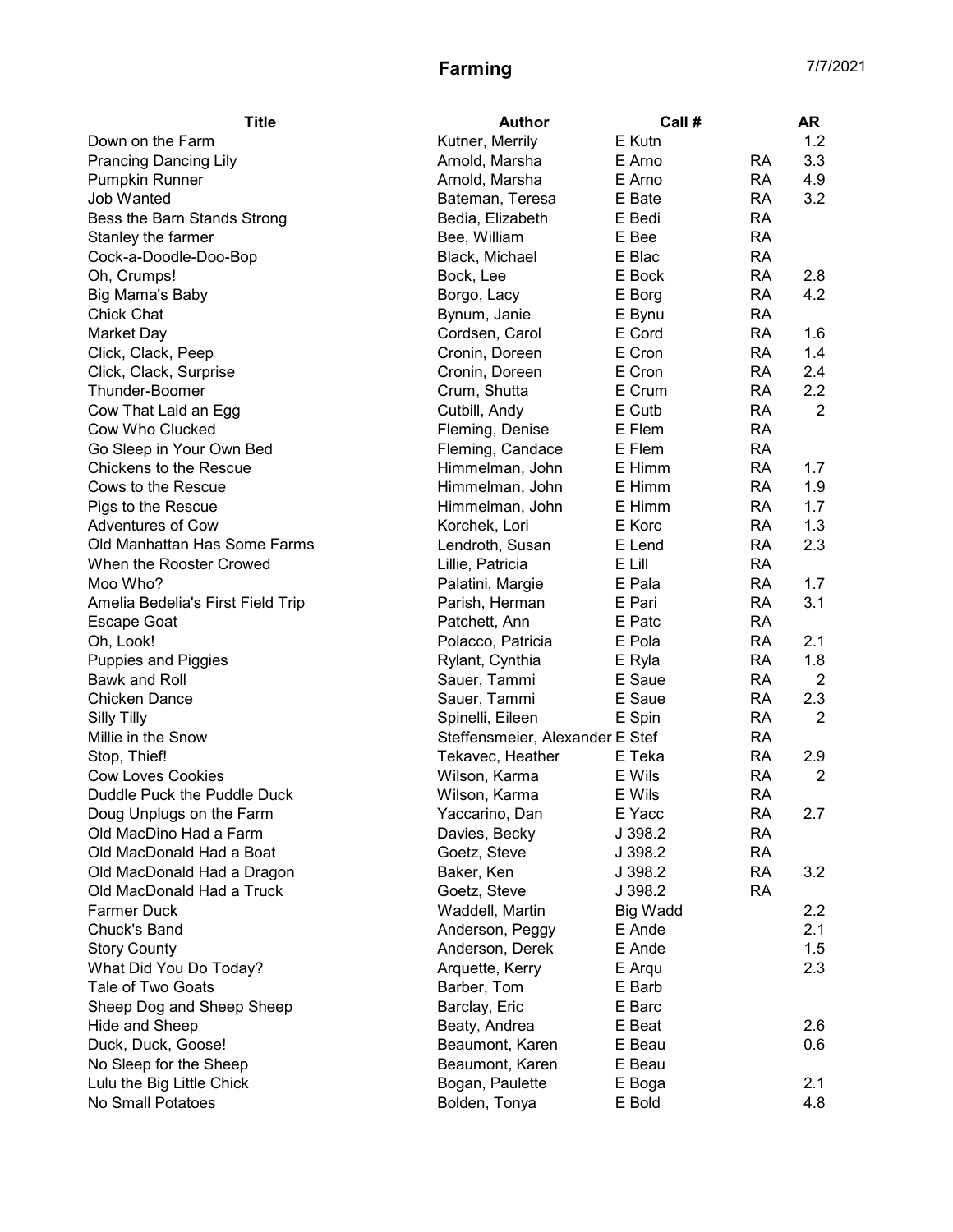# Farming

7/7/2021

| Title | Author | Call # | | AR |
|---|---|---|---|---|
| Down on the Farm | Kutner, Merrily | E Kutn | | 1.2 |
| Prancing Dancing Lily | Arnold, Marsha | E Arno | RA | 3.3 |
| Pumpkin Runner | Arnold, Marsha | E Arno | RA | 4.9 |
| Job Wanted | Bateman, Teresa | E Bate | RA | 3.2 |
| Bess the Barn Stands Strong | Bedia, Elizabeth | E Bedi | RA | |
| Stanley the farmer | Bee, William | E Bee | RA | |
| Cock-a-Doodle-Doo-Bop | Black, Michael | E Blac | RA | |
| Oh, Crumps! | Bock, Lee | E Bock | RA | 2.8 |
| Big Mama's Baby | Borgo, Lacy | E Borg | RA | 4.2 |
| Chick Chat | Bynum, Janie | E Bynu | RA | |
| Market Day | Cordsen, Carol | E Cord | RA | 1.6 |
| Click, Clack, Peep | Cronin, Doreen | E Cron | RA | 1.4 |
| Click, Clack, Surprise | Cronin, Doreen | E Cron | RA | 2.4 |
| Thunder-Boomer | Crum, Shutta | E Crum | RA | 2.2 |
| Cow That Laid an Egg | Cutbill, Andy | E Cutb | RA | 2 |
| Cow Who Clucked | Fleming, Denise | E Flem | RA | |
| Go Sleep in Your Own Bed | Fleming, Candace | E Flem | RA | |
| Chickens to the Rescue | Himmelman, John | E Himm | RA | 1.7 |
| Cows to the Rescue | Himmelman, John | E Himm | RA | 1.9 |
| Pigs to the Rescue | Himmelman, John | E Himm | RA | 1.7 |
| Adventures of Cow | Korchek, Lori | E Korc | RA | 1.3 |
| Old Manhattan Has Some Farms | Lendroth, Susan | E Lend | RA | 2.3 |
| When the Rooster Crowed | Lillie, Patricia | E Lill | RA | |
| Moo Who? | Palatini, Margie | E Pala | RA | 1.7 |
| Amelia Bedelia's First Field Trip | Parish, Herman | E Pari | RA | 3.1 |
| Escape Goat | Patchett, Ann | E Patc | RA | |
| Oh, Look! | Polacco, Patricia | E Pola | RA | 2.1 |
| Puppies and Piggies | Rylant, Cynthia | E Ryla | RA | 1.8 |
| Bawk and Roll | Sauer, Tammi | E Saue | RA | 2 |
| Chicken Dance | Sauer, Tammi | E Saue | RA | 2.3 |
| Silly Tilly | Spinelli, Eileen | E Spin | RA | 2 |
| Millie in the Snow | Steffensmeier, Alexander | E Stef | RA | |
| Stop, Thief! | Tekavec, Heather | E Teka | RA | 2.9 |
| Cow Loves Cookies | Wilson, Karma | E Wils | RA | 2 |
| Duddle Puck the Puddle Duck | Wilson, Karma | E Wils | RA | |
| Doug Unplugs on the Farm | Yaccarino, Dan | E Yacc | RA | 2.7 |
| Old MacDino Had a Farm | Davies, Becky | J 398.2 | RA | |
| Old MacDonald Had a Boat | Goetz, Steve | J 398.2 | RA | |
| Old MacDonald Had a Dragon | Baker, Ken | J 398.2 | RA | 3.2 |
| Old MacDonald Had a Truck | Goetz, Steve | J 398.2 | RA | |
| Farmer Duck | Waddell, Martin | Big Wadd | | 2.2 |
| Chuck's Band | Anderson, Peggy | E Ande | | 2.1 |
| Story County | Anderson, Derek | E Ande | | 1.5 |
| What Did You Do Today? | Arquette, Kerry | E Arqu | | 2.3 |
| Tale of Two Goats | Barber, Tom | E Barb | | |
| Sheep Dog and Sheep Sheep | Barclay, Eric | E Barc | | |
| Hide and Sheep | Beaty, Andrea | E Beat | | 2.6 |
| Duck, Duck, Goose! | Beaumont, Karen | E Beau | | 0.6 |
| No Sleep for the Sheep | Beaumont, Karen | E Beau | | |
| Lulu the Big Little Chick | Bogan, Paulette | E Boga | | 2.1 |
| No Small Potatoes | Bolden, Tonya | E Bold | | 4.8 |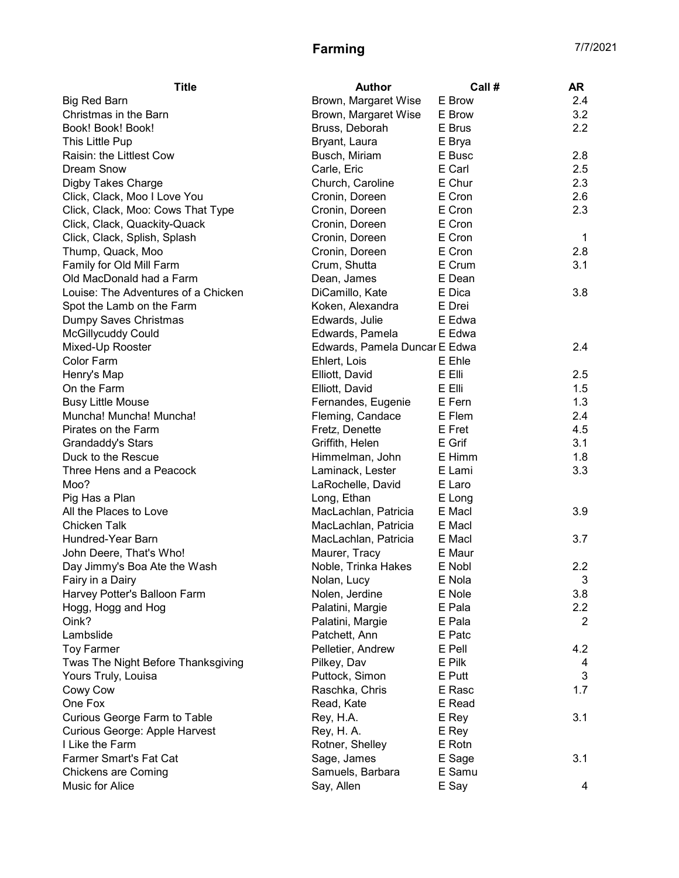# Farming

7/7/2021

| Title | Author | Call # | AR |
|---|---|---|---|
| Big Red Barn | Brown, Margaret Wise | E Brow | 2.4 |
| Christmas in the Barn | Brown, Margaret Wise | E Brow | 3.2 |
| Book! Book! Book! | Bruss, Deborah | E Brus | 2.2 |
| This Little Pup | Bryant, Laura | E Brya | |
| Raisin: the Littlest Cow | Busch, Miriam | E Busc | 2.8 |
| Dream Snow | Carle, Eric | E Carl | 2.5 |
| Digby Takes Charge | Church, Caroline | E Chur | 2.3 |
| Click, Clack, Moo I Love You | Cronin, Doreen | E Cron | 2.6 |
| Click, Clack, Moo: Cows That Type | Cronin, Doreen | E Cron | 2.3 |
| Click, Clack, Quackity-Quack | Cronin, Doreen | E Cron | |
| Click, Clack, Splish, Splash | Cronin, Doreen | E Cron | 1 |
| Thump, Quack, Moo | Cronin, Doreen | E Cron | 2.8 |
| Family for Old Mill Farm | Crum, Shutta | E Crum | 3.1 |
| Old MacDonald had a Farm | Dean, James | E Dean | |
| Louise: The Adventures of a Chicken | DiCamillo, Kate | E Dica | 3.8 |
| Spot the Lamb on the Farm | Koken, Alexandra | E Drei | |
| Dumpy Saves Christmas | Edwards, Julie | E Edwa | |
| McGillycuddy Could | Edwards, Pamela | E Edwa | |
| Mixed-Up Rooster | Edwards, Pamela Duncar | E Edwa | 2.4 |
| Color Farm | Ehlert, Lois | E Ehle | |
| Henry's Map | Elliott, David | E Elli | 2.5 |
| On the Farm | Elliott, David | E Elli | 1.5 |
| Busy Little Mouse | Fernandes, Eugenie | E Fern | 1.3 |
| Muncha! Muncha! Muncha! | Fleming, Candace | E Flem | 2.4 |
| Pirates on the Farm | Fretz, Denette | E Fret | 4.5 |
| Grandaddy's Stars | Griffith, Helen | E Grif | 3.1 |
| Duck to the Rescue | Himmelman, John | E Himm | 1.8 |
| Three Hens and a Peacock | Laminack, Lester | E Lami | 3.3 |
| Moo? | LaRochelle, David | E Laro | |
| Pig Has a Plan | Long, Ethan | E Long | |
| All the Places to Love | MacLachlan, Patricia | E Macl | 3.9 |
| Chicken Talk | MacLachlan, Patricia | E Macl | |
| Hundred-Year Barn | MacLachlan, Patricia | E Macl | 3.7 |
| John Deere, That's Who! | Maurer, Tracy | E Maur | |
| Day Jimmy's Boa Ate the Wash | Noble, Trinka Hakes | E Nobl | 2.2 |
| Fairy in a Dairy | Nolan, Lucy | E Nola | 3 |
| Harvey Potter's Balloon Farm | Nolen, Jerdine | E Nole | 3.8 |
| Hogg, Hogg and Hog | Palatini, Margie | E Pala | 2.2 |
| Oink? | Palatini, Margie | E Pala | 2 |
| Lambslide | Patchett, Ann | E Patc | |
| Toy Farmer | Pelletier, Andrew | E Pell | 4.2 |
| Twas The Night Before Thanksgiving | Pilkey, Dav | E Pilk | 4 |
| Yours Truly, Louisa | Puttock, Simon | E Putt | 3 |
| Cowy Cow | Raschka, Chris | E Rasc | 1.7 |
| One Fox | Read, Kate | E Read | |
| Curious George Farm to Table | Rey, H.A. | E Rey | 3.1 |
| Curious George: Apple Harvest | Rey, H. A. | E Rey | |
| I Like the Farm | Rotner, Shelley | E Rotn | |
| Farmer Smart's Fat Cat | Sage, James | E Sage | 3.1 |
| Chickens are Coming | Samuels, Barbara | E Samu | |
| Music for Alice | Say, Allen | E Say | 4 |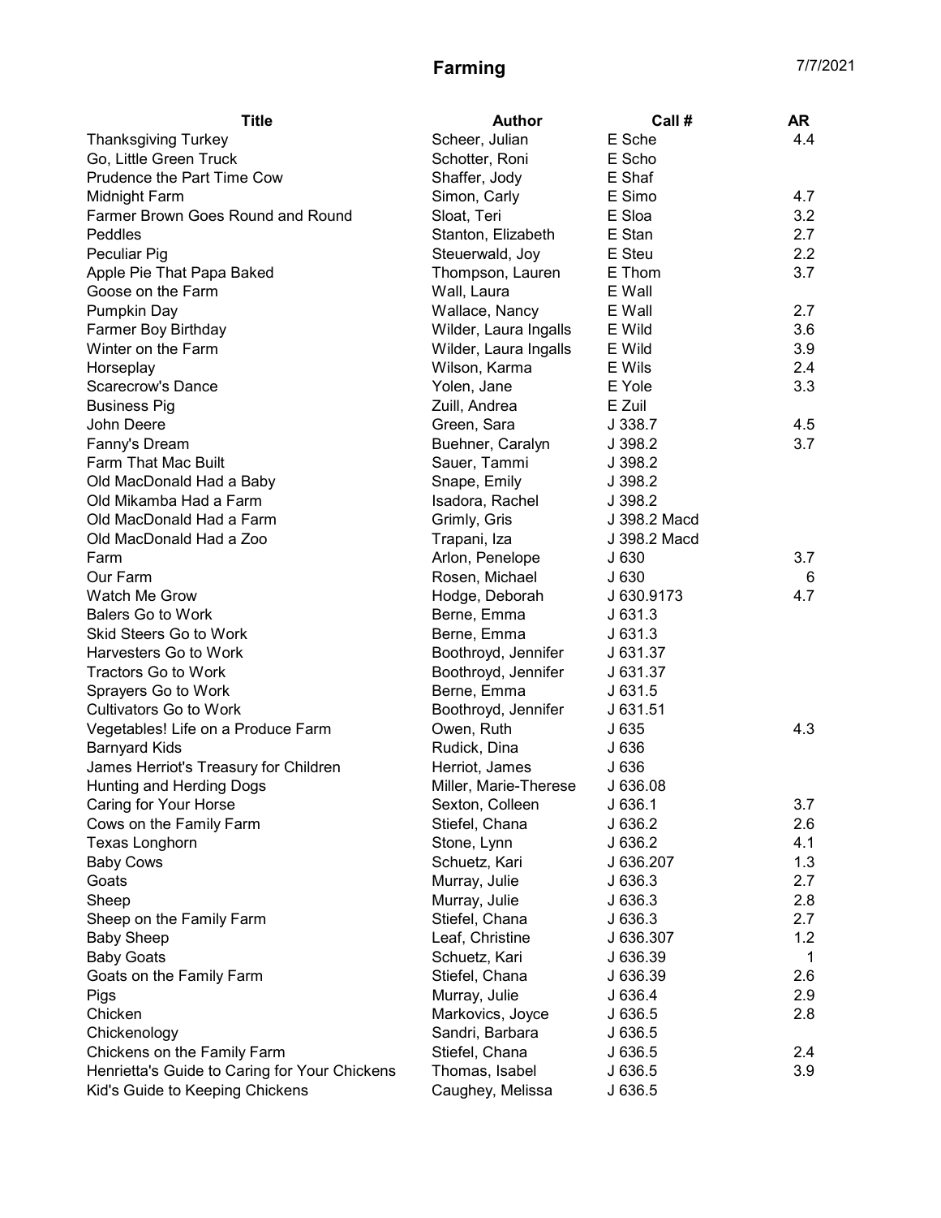# Farming

7/7/2021

| Title | Author | Call # | AR |
|---|---|---|---|
| Thanksgiving Turkey | Scheer, Julian | E Sche | 4.4 |
| Go, Little Green Truck | Schotter, Roni | E Scho | |
| Prudence the Part Time Cow | Shaffer, Jody | E Shaf | |
| Midnight Farm | Simon, Carly | E Simo | 4.7 |
| Farmer Brown Goes Round and Round | Sloat, Teri | E Sloa | 3.2 |
| Peddles | Stanton, Elizabeth | E Stan | 2.7 |
| Peculiar Pig | Steuerwald, Joy | E Steu | 2.2 |
| Apple Pie That Papa Baked | Thompson, Lauren | E Thom | 3.7 |
| Goose on the Farm | Wall, Laura | E Wall | |
| Pumpkin Day | Wallace, Nancy | E Wall | 2.7 |
| Farmer Boy Birthday | Wilder, Laura Ingalls | E Wild | 3.6 |
| Winter on the Farm | Wilder, Laura Ingalls | E Wild | 3.9 |
| Horseplay | Wilson, Karma | E Wils | 2.4 |
| Scarecrow's Dance | Yolen, Jane | E Yole | 3.3 |
| Business Pig | Zuill, Andrea | E Zuil | |
| John Deere | Green, Sara | J 338.7 | 4.5 |
| Fanny's Dream | Buehner, Caralyn | J 398.2 | 3.7 |
| Farm That Mac Built | Sauer, Tammi | J 398.2 | |
| Old MacDonald Had a Baby | Snape, Emily | J 398.2 | |
| Old Mikamba Had a Farm | Isadora, Rachel | J 398.2 | |
| Old MacDonald Had a Farm | Grimly, Gris | J 398.2 Macd | |
| Old MacDonald Had a Zoo | Trapani, Iza | J 398.2 Macd | |
| Farm | Arlon, Penelope | J 630 | 3.7 |
| Our Farm | Rosen, Michael | J 630 | 6 |
| Watch Me Grow | Hodge, Deborah | J 630.9173 | 4.7 |
| Balers Go to Work | Berne, Emma | J 631.3 | |
| Skid Steers Go to Work | Berne, Emma | J 631.3 | |
| Harvesters Go to Work | Boothroyd, Jennifer | J 631.37 | |
| Tractors Go to Work | Boothroyd, Jennifer | J 631.37 | |
| Sprayers Go to Work | Berne, Emma | J 631.5 | |
| Cultivators Go to Work | Boothroyd, Jennifer | J 631.51 | |
| Vegetables! Life on a Produce Farm | Owen, Ruth | J 635 | 4.3 |
| Barnyard Kids | Rudick, Dina | J 636 | |
| James Herriot's Treasury for Children | Herriot, James | J 636 | |
| Hunting and Herding Dogs | Miller, Marie-Therese | J 636.08 | |
| Caring for Your Horse | Sexton, Colleen | J 636.1 | 3.7 |
| Cows on the Family Farm | Stiefel, Chana | J 636.2 | 2.6 |
| Texas Longhorn | Stone, Lynn | J 636.2 | 4.1 |
| Baby Cows | Schuetz, Kari | J 636.207 | 1.3 |
| Goats | Murray, Julie | J 636.3 | 2.7 |
| Sheep | Murray, Julie | J 636.3 | 2.8 |
| Sheep on the Family Farm | Stiefel, Chana | J 636.3 | 2.7 |
| Baby Sheep | Leaf, Christine | J 636.307 | 1.2 |
| Baby Goats | Schuetz, Kari | J 636.39 | 1 |
| Goats on the Family Farm | Stiefel, Chana | J 636.39 | 2.6 |
| Pigs | Murray, Julie | J 636.4 | 2.9 |
| Chicken | Markovics, Joyce | J 636.5 | 2.8 |
| Chickenology | Sandri, Barbara | J 636.5 | |
| Chickens on the Family Farm | Stiefel, Chana | J 636.5 | 2.4 |
| Henrietta's Guide to Caring for Your Chickens | Thomas, Isabel | J 636.5 | 3.9 |
| Kid's Guide to Keeping Chickens | Caughey, Melissa | J 636.5 | |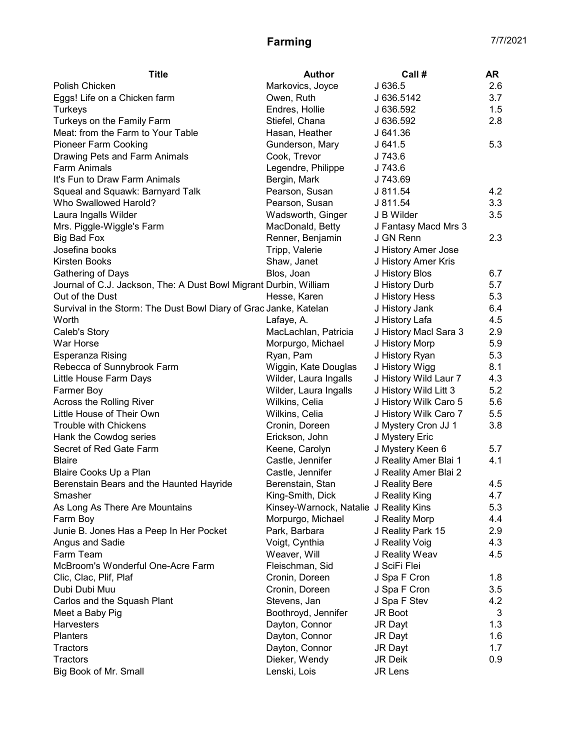# Farming

7/7/2021

| Title | Author | Call # | AR |
| --- | --- | --- | --- |
| Polish Chicken | Markovics, Joyce | J 636.5 | 2.6 |
| Eggs! Life on a Chicken farm | Owen, Ruth | J 636.5142 | 3.7 |
| Turkeys | Endres, Hollie | J 636.592 | 1.5 |
| Turkeys on the Family Farm | Stiefel, Chana | J 636.592 | 2.8 |
| Meat: from the Farm to Your Table | Hasan, Heather | J 641.36 | |
| Pioneer Farm Cooking | Gunderson, Mary | J 641.5 | 5.3 |
| Drawing Pets and Farm Animals | Cook, Trevor | J 743.6 | |
| Farm Animals | Legendre, Philippe | J 743.6 | |
| It's Fun to Draw Farm Animals | Bergin, Mark | J 743.69 | |
| Squeal and Squawk: Barnyard Talk | Pearson, Susan | J 811.54 | 4.2 |
| Who Swallowed Harold? | Pearson, Susan | J 811.54 | 3.3 |
| Laura Ingalls Wilder | Wadsworth, Ginger | J B Wilder | 3.5 |
| Mrs. Piggle-Wiggle's Farm | MacDonald, Betty | J Fantasy Macd Mrs 3 | |
| Big Bad Fox | Renner, Benjamin | J GN Renn | 2.3 |
| Josefina books | Tripp, Valerie | J History Amer Jose | |
| Kirsten Books | Shaw, Janet | J History Amer Kris | |
| Gathering of Days | Blos, Joan | J History Blos | 6.7 |
| Journal of C.J. Jackson, The: A Dust Bowl Migrant | Durbin, William | J History Durb | 5.7 |
| Out of the Dust | Hesse, Karen | J History Hess | 5.3 |
| Survival in the Storm: The Dust Bowl Diary of Grac | Janke, Katelan | J History Jank | 6.4 |
| Worth | Lafaye, A. | J History Lafa | 4.5 |
| Caleb's Story | MacLachlan, Patricia | J History Macl Sara 3 | 2.9 |
| War Horse | Morpurgo, Michael | J History Morp | 5.9 |
| Esperanza Rising | Ryan, Pam | J History Ryan | 5.3 |
| Rebecca of Sunnybrook Farm | Wiggin, Kate Douglas | J History Wigg | 8.1 |
| Little House Farm Days | Wilder, Laura Ingalls | J History Wild Laur 7 | 4.3 |
| Farmer Boy | Wilder, Laura Ingalls | J History Wild Litt 3 | 5.2 |
| Across the Rolling River | Wilkins, Celia | J History Wilk Caro 5 | 5.6 |
| Little House of Their Own | Wilkins, Celia | J History Wilk Caro 7 | 5.5 |
| Trouble with Chickens | Cronin, Doreen | J Mystery Cron JJ 1 | 3.8 |
| Hank the Cowdog series | Erickson, John | J Mystery Eric | |
| Secret of Red Gate Farm | Keene, Carolyn | J Mystery Keen 6 | 5.7 |
| Blaire | Castle, Jennifer | J Reality Amer Blai 1 | 4.1 |
| Blaire Cooks Up a Plan | Castle, Jennifer | J Reality Amer Blai 2 | |
| Berenstain Bears and the Haunted Hayride | Berenstain, Stan | J Reality Bere | 4.5 |
| Smasher | King-Smith, Dick | J Reality King | 4.7 |
| As Long As There Are Mountains | Kinsey-Warnock, Natalie | J Reality Kins | 5.3 |
| Farm Boy | Morpurgo, Michael | J Reality Morp | 4.4 |
| Junie B. Jones Has a Peep In Her Pocket | Park, Barbara | J Reality Park 15 | 2.9 |
| Angus and Sadie | Voigt, Cynthia | J Reality Voig | 4.3 |
| Farm Team | Weaver, Will | J Reality Weav | 4.5 |
| McBroom's Wonderful One-Acre Farm | Fleischman, Sid | J SciFi Flei | |
| Clic, Clac, Plif, Plaf | Cronin, Doreen | J Spa F Cron | 1.8 |
| Dubi Dubi Muu | Cronin, Doreen | J Spa F Cron | 3.5 |
| Carlos and the Squash Plant | Stevens, Jan | J Spa F Stev | 4.2 |
| Meet a Baby Pig | Boothroyd, Jennifer | JR Boot | 3 |
| Harvesters | Dayton, Connor | JR Dayt | 1.3 |
| Planters | Dayton, Connor | JR Dayt | 1.6 |
| Tractors | Dayton, Connor | JR Dayt | 1.7 |
| Tractors | Dieker, Wendy | JR Deik | 0.9 |
| Big Book of Mr. Small | Lenski, Lois | JR Lens | |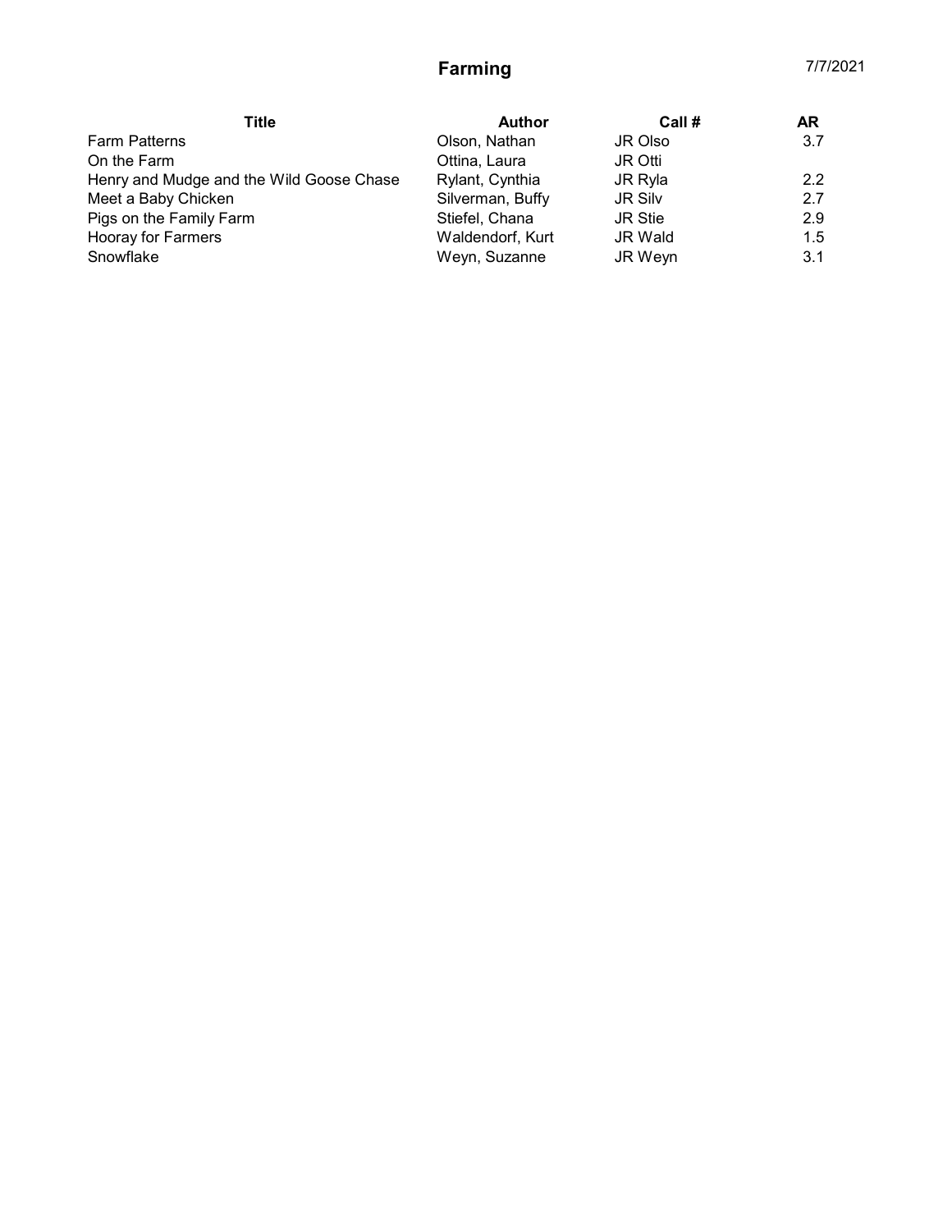# Farming

7/7/2021

| Title | Author | Call # | AR |
|---|---|---|---|
| Farm Patterns | Olson, Nathan | JR Olso | 3.7 |
| On the Farm | Ottina, Laura | JR Otti | |
| Henry and Mudge and the Wild Goose Chase | Rylant, Cynthia | JR Ryla | 2.2 |
| Meet a Baby Chicken | Silverman, Buffy | JR Silv | 2.7 |
| Pigs on the Family Farm | Stiefel, Chana | JR Stie | 2.9 |
| Hooray for Farmers | Waldendorf, Kurt | JR Wald | 1.5 |
| Snowflake | Weyn, Suzanne | JR Weyn | 3.1 |